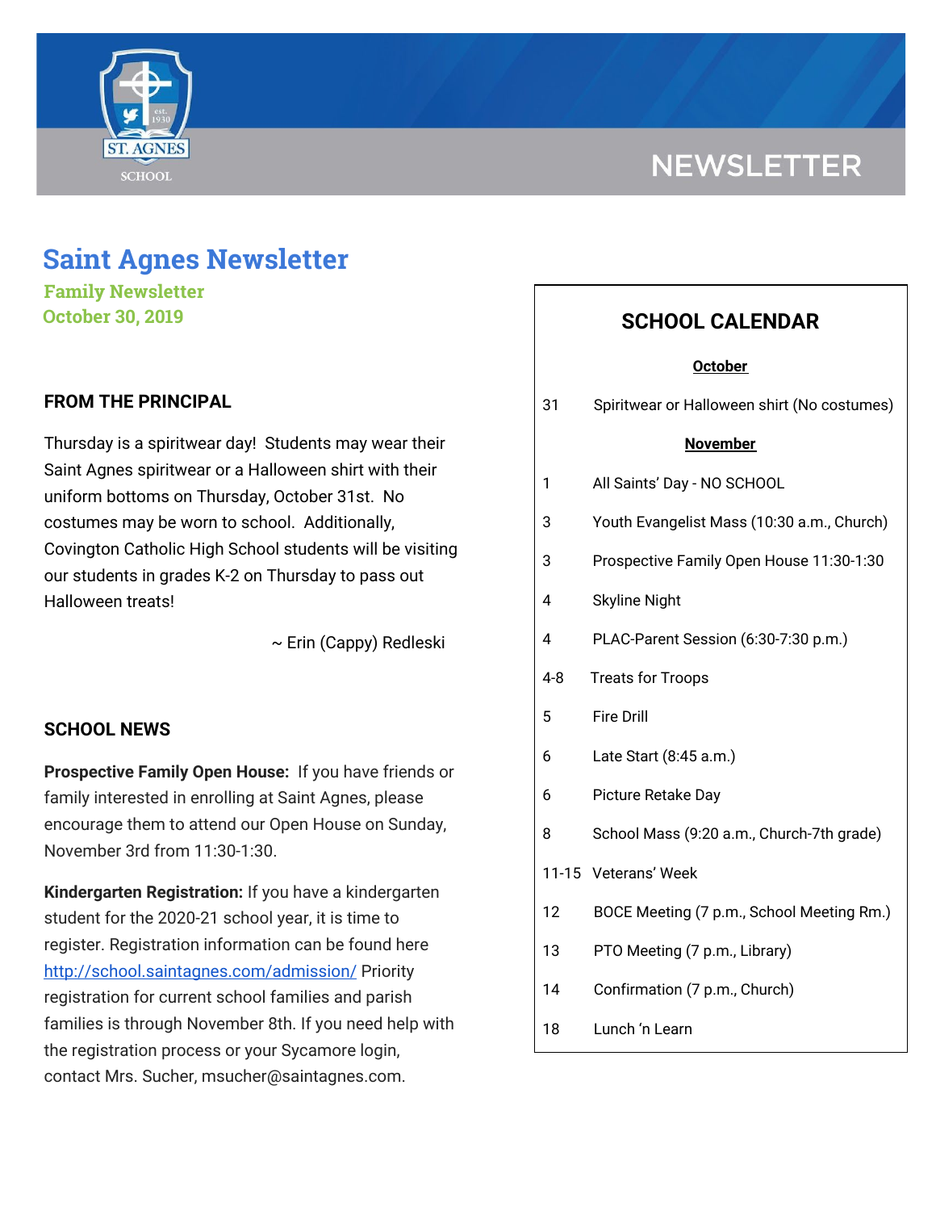NEWSLETTER

# Saint Agnes Newsletter

**Family Newsletter**
**October 30, 2019**

## FROM THE PRINCIPAL

Thursday is a spiritwear day! Students may wear their Saint Agnes spiritwear or a Halloween shirt with their uniform bottoms on Thursday, October 31st. No costumes may be worn to school. Additionally, Covington Catholic High School students will be visiting our students in grades K-2 on Thursday to pass out Halloween treats!

~ Erin (Cappy) Redleski

## SCHOOL NEWS

**Prospective Family Open House:** If you have friends or family interested in enrolling at Saint Agnes, please encourage them to attend our Open House on Sunday, November 3rd from 11:30-1:30.

**Kindergarten Registration:** If you have a kindergarten student for the 2020-21 school year, it is time to register. Registration information can be found here [http://school.saintagnes.com/admission/](http://school.saintagnes.com/admission/) Priority registration for current school families and parish families is through November 8th. If you need help with the registration process or your Sycamore login, contact Mrs. Sucher, msucher@saintagnes.com.

## SCHOOL CALENDAR

**October**

| | |
|---|---|
| 31 | Spiritwear or Halloween shirt (No costumes) |

**November**

| | |
|---|---|
| 1 | All Saints' Day - NO SCHOOL |
| 3 | Youth Evangelist Mass (10:30 a.m., Church) |
| 3 | Prospective Family Open House 11:30-1:30 |
| 4 | Skyline Night |
| 4 | PLAC-Parent Session (6:30-7:30 p.m.) |
| 4-8 | Treats for Troops |
| 5 | Fire Drill |
| 6 | Late Start (8:45 a.m.) |
| 6 | Picture Retake Day |
| 8 | School Mass (9:20 a.m., Church-7th grade) |
| 11-15 | Veterans' Week |
| 12 | BOCE Meeting (7 p.m., School Meeting Rm.) |
| 13 | PTO Meeting (7 p.m., Library) |
| 14 | Confirmation (7 p.m., Church) |
| 18 | Lunch 'n Learn |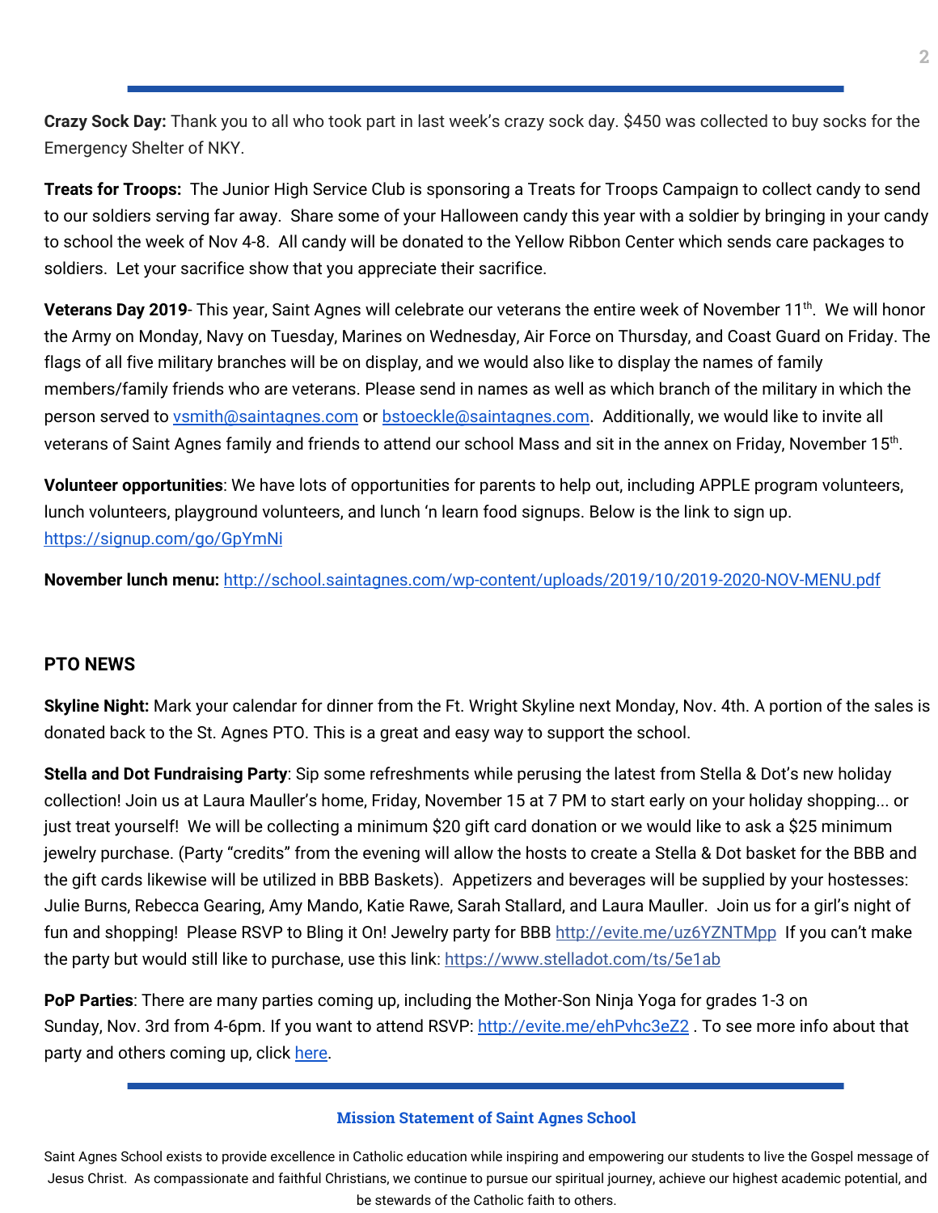**Crazy Sock Day:** Thank you to all who took part in last week's crazy sock day. $450 was collected to buy socks for the Emergency Shelter of NKY.

**Treats for Troops:** The Junior High Service Club is sponsoring a Treats for Troops Campaign to collect candy to send to our soldiers serving far away. Share some of your Halloween candy this year with a soldier by bringing in your candy to school the week of Nov 4-8. All candy will be donated to the Yellow Ribbon Center which sends care packages to soldiers. Let your sacrifice show that you appreciate their sacrifice.

**Veterans Day 2019**- This year, Saint Agnes will celebrate our veterans the entire week of November 11th. We will honor the Army on Monday, Navy on Tuesday, Marines on Wednesday, Air Force on Thursday, and Coast Guard on Friday. The flags of all five military branches will be on display, and we would also like to display the names of family members/family friends who are veterans. Please send in names as well as which branch of the military in which the person served to vsmith@saintagnes.com or bstoeckle@saintagnes.com. Additionally, we would like to invite all veterans of Saint Agnes family and friends to attend our school Mass and sit in the annex on Friday, November 15th.

**Volunteer opportunities**: We have lots of opportunities for parents to help out, including APPLE program volunteers, lunch volunteers, playground volunteers, and lunch 'n learn food signups. Below is the link to sign up. https://signup.com/go/GpYmNi

**November lunch menu:** http://school.saintagnes.com/wp-content/uploads/2019/10/2019-2020-NOV-MENU.pdf

## PTO NEWS

**Skyline Night:** Mark your calendar for dinner from the Ft. Wright Skyline next Monday, Nov. 4th. A portion of the sales is donated back to the St. Agnes PTO. This is a great and easy way to support the school.

**Stella and Dot Fundraising Party**: Sip some refreshments while perusing the latest from Stella & Dot's new holiday collection! Join us at Laura Mauller's home, Friday, November 15 at 7 PM to start early on your holiday shopping... or just treat yourself! We will be collecting a minimum $20 gift card donation or we would like to ask a $25 minimum jewelry purchase. (Party "credits" from the evening will allow the hosts to create a Stella & Dot basket for the BBB and the gift cards likewise will be utilized in BBB Baskets). Appetizers and beverages will be supplied by your hostesses: Julie Burns, Rebecca Gearing, Amy Mando, Katie Rawe, Sarah Stallard, and Laura Mauller. Join us for a girl's night of fun and shopping! Please RSVP to Bling it On! Jewelry party for BBB http://evite.me/uz6YZNTMpp If you can't make the party but would still like to purchase, use this link: https://www.stelladot.com/ts/5e1ab

**PoP Parties**: There are many parties coming up, including the Mother-Son Ninja Yoga for grades 1-3 on Sunday, Nov. 3rd from 4-6pm. If you want to attend RSVP: http://evite.me/ehPvhc3eZ2 . To see more info about that party and others coming up, click here.

**Mission Statement of Saint Agnes School**

Saint Agnes School exists to provide excellence in Catholic education while inspiring and empowering our students to live the Gospel message of Jesus Christ. As compassionate and faithful Christians, we continue to pursue our spiritual journey, achieve our highest academic potential, and be stewards of the Catholic faith to others.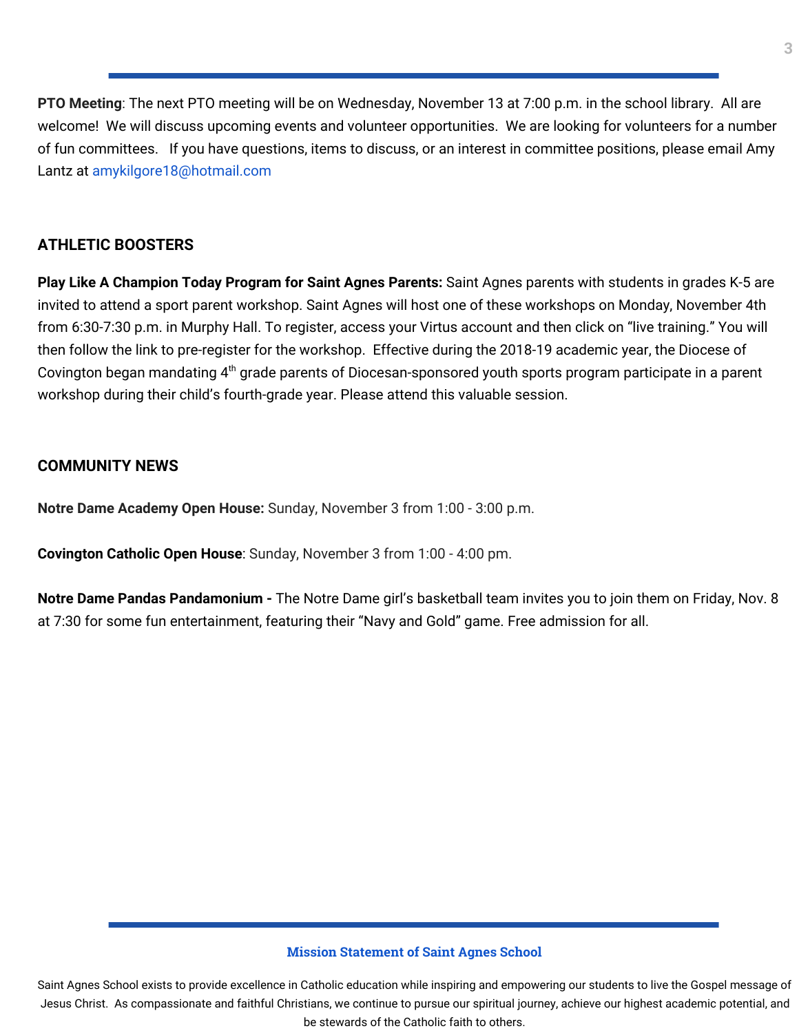**PTO Meeting**: The next PTO meeting will be on Wednesday, November 13 at 7:00 p.m. in the school library. All are welcome! We will discuss upcoming events and volunteer opportunities. We are looking for volunteers for a number of fun committees. If you have questions, items to discuss, or an interest in committee positions, please email Amy Lantz at amykilgore18@hotmail.com

## ATHLETIC BOOSTERS

**Play Like A Champion Today Program for Saint Agnes Parents:** Saint Agnes parents with students in grades K-5 are invited to attend a sport parent workshop. Saint Agnes will host one of these workshops on Monday, November 4th from 6:30-7:30 p.m. in Murphy Hall. To register, access your Virtus account and then click on "live training." You will then follow the link to pre-register for the workshop. Effective during the 2018-19 academic year, the Diocese of Covington began mandating 4th grade parents of Diocesan-sponsored youth sports program participate in a parent workshop during their child's fourth-grade year. Please attend this valuable session.

## COMMUNITY NEWS

**Notre Dame Academy Open House:** Sunday, November 3 from 1:00 - 3:00 p.m.

**Covington Catholic Open House**: Sunday, November 3 from 1:00 - 4:00 pm.

**Notre Dame Pandas Pandamonium -** The Notre Dame girl's basketball team invites you to join them on Friday, Nov. 8 at 7:30 for some fun entertainment, featuring their "Navy and Gold" game. Free admission for all.

**Mission Statement of Saint Agnes School**

Saint Agnes School exists to provide excellence in Catholic education while inspiring and empowering our students to live the Gospel message of Jesus Christ. As compassionate and faithful Christians, we continue to pursue our spiritual journey, achieve our highest academic potential, and be stewards of the Catholic faith to others.